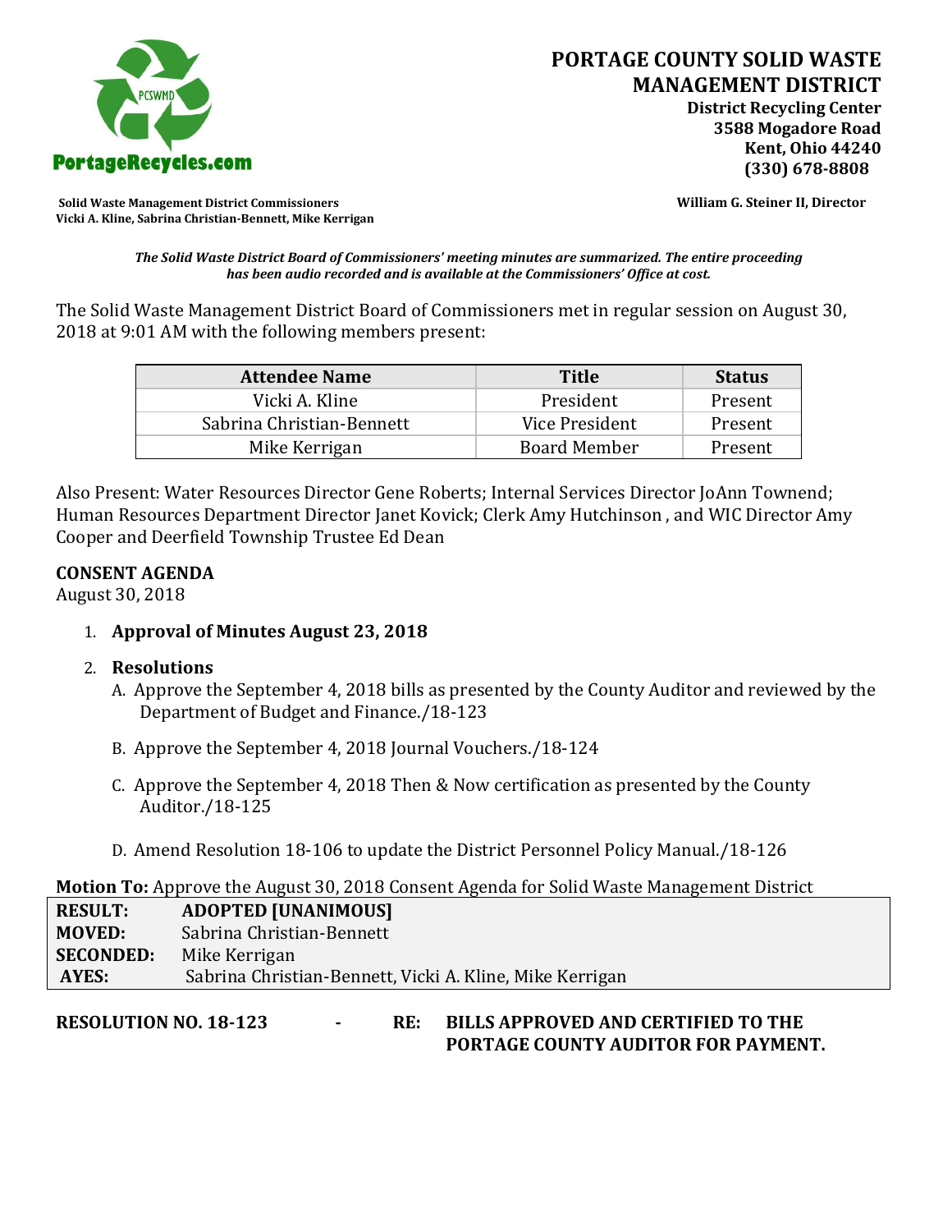# PORTAGE COUNTY SOLID WASTE MANAGEMENT DISTRICT

**District Recycling Center**
**3588 Mogadore Road**
**Kent, Ohio 44240**
**(330) 678-8808**

PortageRecycles.com

**Solid Waste Management District Commissioners**
**Vicki A. Kline, Sabrina Christian-Bennett, Mike Kerrigan**

**William G. Steiner II, Director**

***The Solid Waste District Board of Commissioners' meeting minutes are summarized. The entire proceeding has been audio recorded and is available at the Commissioners' Office at cost.***

The Solid Waste Management District Board of Commissioners met in regular session on August 30, 2018 at 9:01 AM with the following members present:

| Attendee Name | Title | Status |
|---|---|---|
| Vicki A. Kline | President | Present |
| Sabrina Christian-Bennett | Vice President | Present |
| Mike Kerrigan | Board Member | Present |

Also Present: Water Resources Director Gene Roberts; Internal Services Director JoAnn Townend; Human Resources Department Director Janet Kovick; Clerk Amy Hutchinson , and WIC Director Amy Cooper and Deerfield Township Trustee Ed Dean

**CONSENT AGENDA**
August 30, 2018

1. **Approval of Minutes August 23, 2018**

2. **Resolutions**
   A. Approve the September 4, 2018 bills as presented by the County Auditor and reviewed by the Department of Budget and Finance./18-123

   B. Approve the September 4, 2018 Journal Vouchers./18-124

   C. Approve the September 4, 2018 Then & Now certification as presented by the County Auditor./18-125

   D. Amend Resolution 18-106 to update the District Personnel Policy Manual./18-126

**Motion To:** Approve the August 30, 2018 Consent Agenda for Solid Waste Management District

| | |
|---|---|
| **RESULT:** | **ADOPTED [UNANIMOUS]** |
| **MOVED:** | Sabrina Christian-Bennett |
| **SECONDED:** | Mike Kerrigan |
| **AYES:** | Sabrina Christian-Bennett, Vicki A. Kline, Mike Kerrigan |

**RESOLUTION NO. 18-123 - RE: BILLS APPROVED AND CERTIFIED TO THE PORTAGE COUNTY AUDITOR FOR PAYMENT.**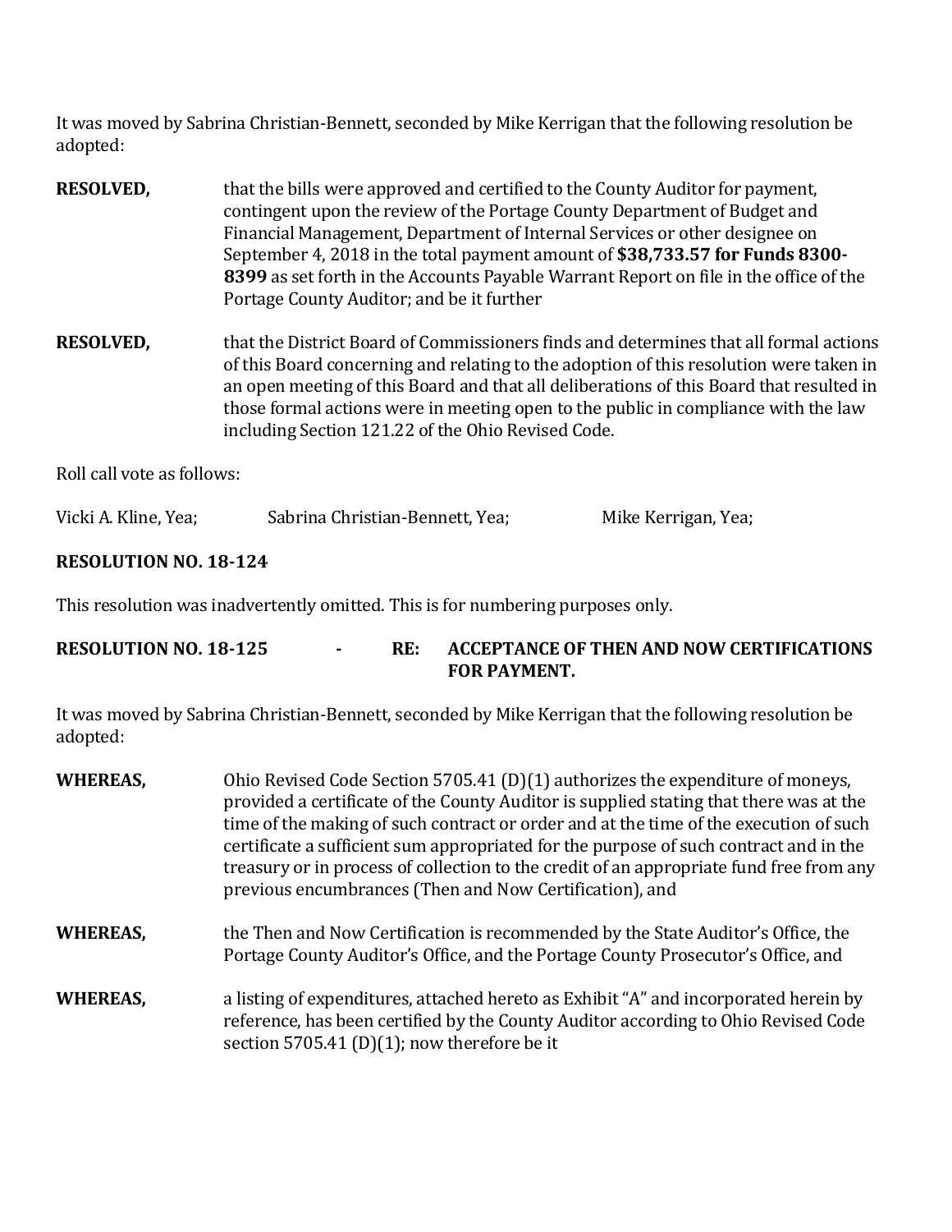It was moved by Sabrina Christian-Bennett, seconded by Mike Kerrigan that the following resolution be adopted:

**RESOLVED,** that the bills were approved and certified to the County Auditor for payment, contingent upon the review of the Portage County Department of Budget and Financial Management, Department of Internal Services or other designee on September 4, 2018 in the total payment amount of **$38,733.57 for Funds 8300-8399** as set forth in the Accounts Payable Warrant Report on file in the office of the Portage County Auditor; and be it further

**RESOLVED,** that the District Board of Commissioners finds and determines that all formal actions of this Board concerning and relating to the adoption of this resolution were taken in an open meeting of this Board and that all deliberations of this Board that resulted in those formal actions were in meeting open to the public in compliance with the law including Section 121.22 of the Ohio Revised Code.

Roll call vote as follows:

Vicki A. Kline, Yea; Sabrina Christian-Bennett, Yea; Mike Kerrigan, Yea;

**RESOLUTION NO. 18-124**

This resolution was inadvertently omitted. This is for numbering purposes only.

**RESOLUTION NO. 18-125 - RE: ACCEPTANCE OF THEN AND NOW CERTIFICATIONS FOR PAYMENT.**

It was moved by Sabrina Christian-Bennett, seconded by Mike Kerrigan that the following resolution be adopted:

**WHEREAS,** Ohio Revised Code Section 5705.41 (D)(1) authorizes the expenditure of moneys, provided a certificate of the County Auditor is supplied stating that there was at the time of the making of such contract or order and at the time of the execution of such certificate a sufficient sum appropriated for the purpose of such contract and in the treasury or in process of collection to the credit of an appropriate fund free from any previous encumbrances (Then and Now Certification), and

**WHEREAS,** the Then and Now Certification is recommended by the State Auditor's Office, the Portage County Auditor's Office, and the Portage County Prosecutor's Office, and

**WHEREAS,** a listing of expenditures, attached hereto as Exhibit "A" and incorporated herein by reference, has been certified by the County Auditor according to Ohio Revised Code section 5705.41 (D)(1); now therefore be it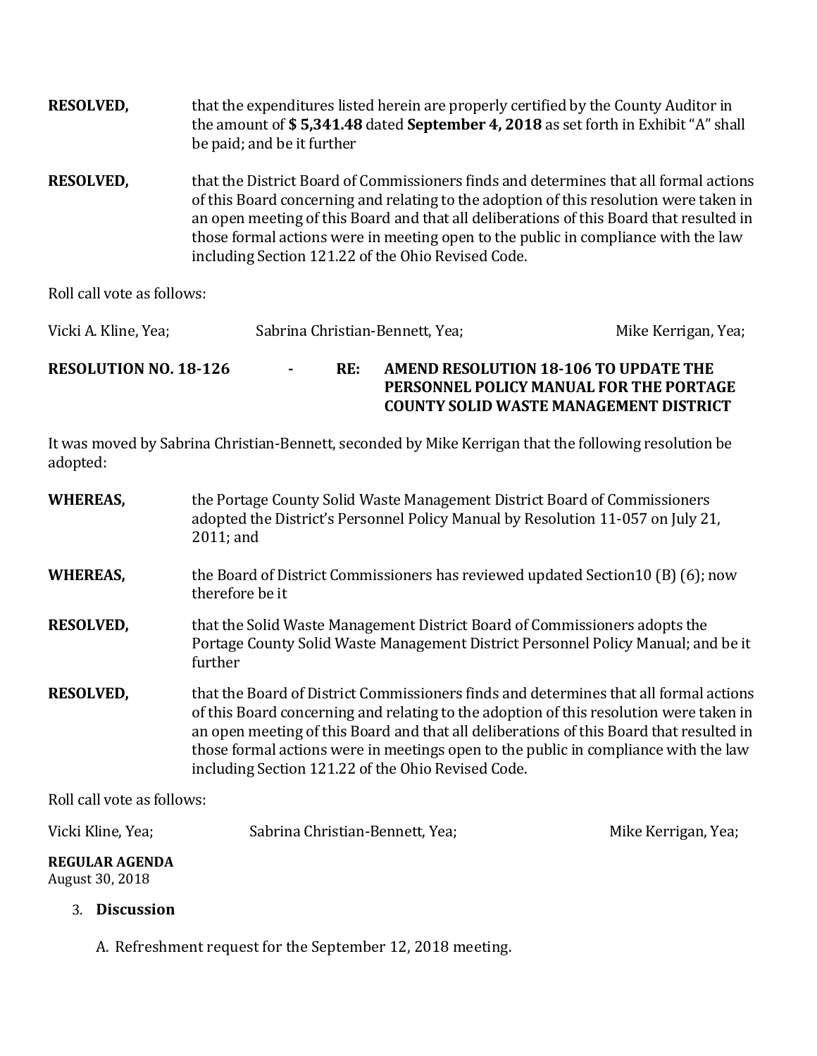**RESOLVED,** that the expenditures listed herein are properly certified by the County Auditor in the amount of **$ 5,341.48** dated **September 4, 2018** as set forth in Exhibit "A" shall be paid; and be it further

**RESOLVED,** that the District Board of Commissioners finds and determines that all formal actions of this Board concerning and relating to the adoption of this resolution were taken in an open meeting of this Board and that all deliberations of this Board that resulted in those formal actions were in meeting open to the public in compliance with the law including Section 121.22 of the Ohio Revised Code.

Roll call vote as follows:

Vicki A. Kline, Yea; Sabrina Christian-Bennett, Yea; Mike Kerrigan, Yea;

**RESOLUTION NO. 18-126 - RE: AMEND RESOLUTION 18-106 TO UPDATE THE PERSONNEL POLICY MANUAL FOR THE PORTAGE COUNTY SOLID WASTE MANAGEMENT DISTRICT**

It was moved by Sabrina Christian-Bennett, seconded by Mike Kerrigan that the following resolution be adopted:

**WHEREAS,** the Portage County Solid Waste Management District Board of Commissioners adopted the District's Personnel Policy Manual by Resolution 11-057 on July 21, 2011; and

**WHEREAS,** the Board of District Commissioners has reviewed updated Section10 (B) (6); now therefore be it

**RESOLVED,** that the Solid Waste Management District Board of Commissioners adopts the Portage County Solid Waste Management District Personnel Policy Manual; and be it further

**RESOLVED,** that the Board of District Commissioners finds and determines that all formal actions of this Board concerning and relating to the adoption of this resolution were taken in an open meeting of this Board and that all deliberations of this Board that resulted in those formal actions were in meetings open to the public in compliance with the law including Section 121.22 of the Ohio Revised Code.

Roll call vote as follows:

Vicki Kline, Yea; Sabrina Christian-Bennett, Yea; Mike Kerrigan, Yea;

**REGULAR AGENDA**
August 30, 2018

3. **Discussion**

   A. Refreshment request for the September 12, 2018 meeting.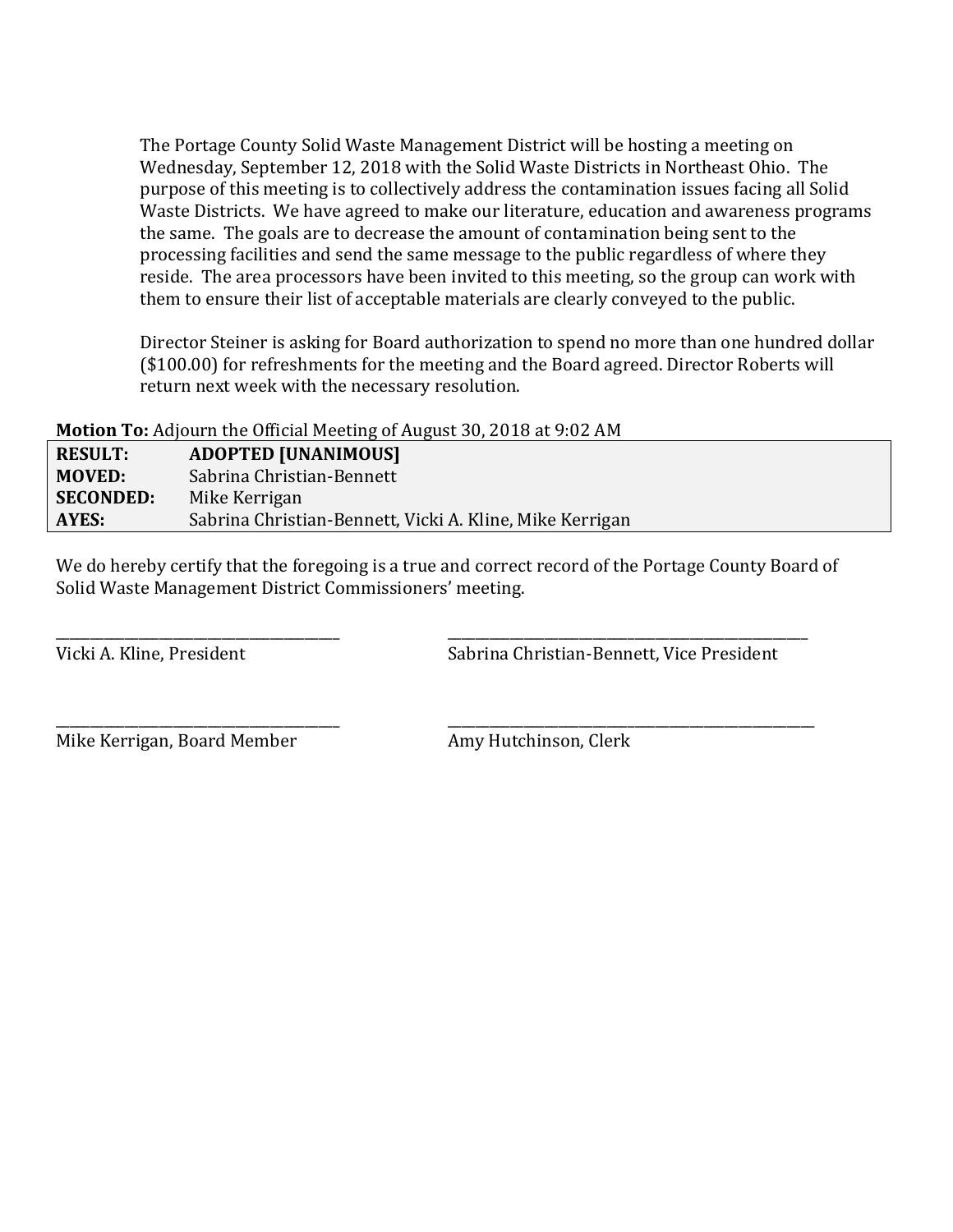The Portage County Solid Waste Management District will be hosting a meeting on Wednesday, September 12, 2018 with the Solid Waste Districts in Northeast Ohio. The purpose of this meeting is to collectively address the contamination issues facing all Solid Waste Districts. We have agreed to make our literature, education and awareness programs the same. The goals are to decrease the amount of contamination being sent to the processing facilities and send the same message to the public regardless of where they reside. The area processors have been invited to this meeting, so the group can work with them to ensure their list of acceptable materials are clearly conveyed to the public.

Director Steiner is asking for Board authorization to spend no more than one hundred dollar ($100.00) for refreshments for the meeting and the Board agreed. Director Roberts will return next week with the necessary resolution.

**Motion To:** Adjourn the Official Meeting of August 30, 2018 at 9:02 AM

| | |
|---|---|
| **RESULT:** | **ADOPTED [UNANIMOUS]** |
| **MOVED:** | Sabrina Christian-Bennett |
| **SECONDED:** | Mike Kerrigan |
| **AYES:** | Sabrina Christian-Bennett, Vicki A. Kline, Mike Kerrigan |

We do hereby certify that the foregoing is a true and correct record of the Portage County Board of Solid Waste Management District Commissioners' meeting.

_______________________________________
Vicki A. Kline, President

_______________________________________
Sabrina Christian-Bennett, Vice President

_______________________________________
Mike Kerrigan, Board Member

_______________________________________
Amy Hutchinson, Clerk